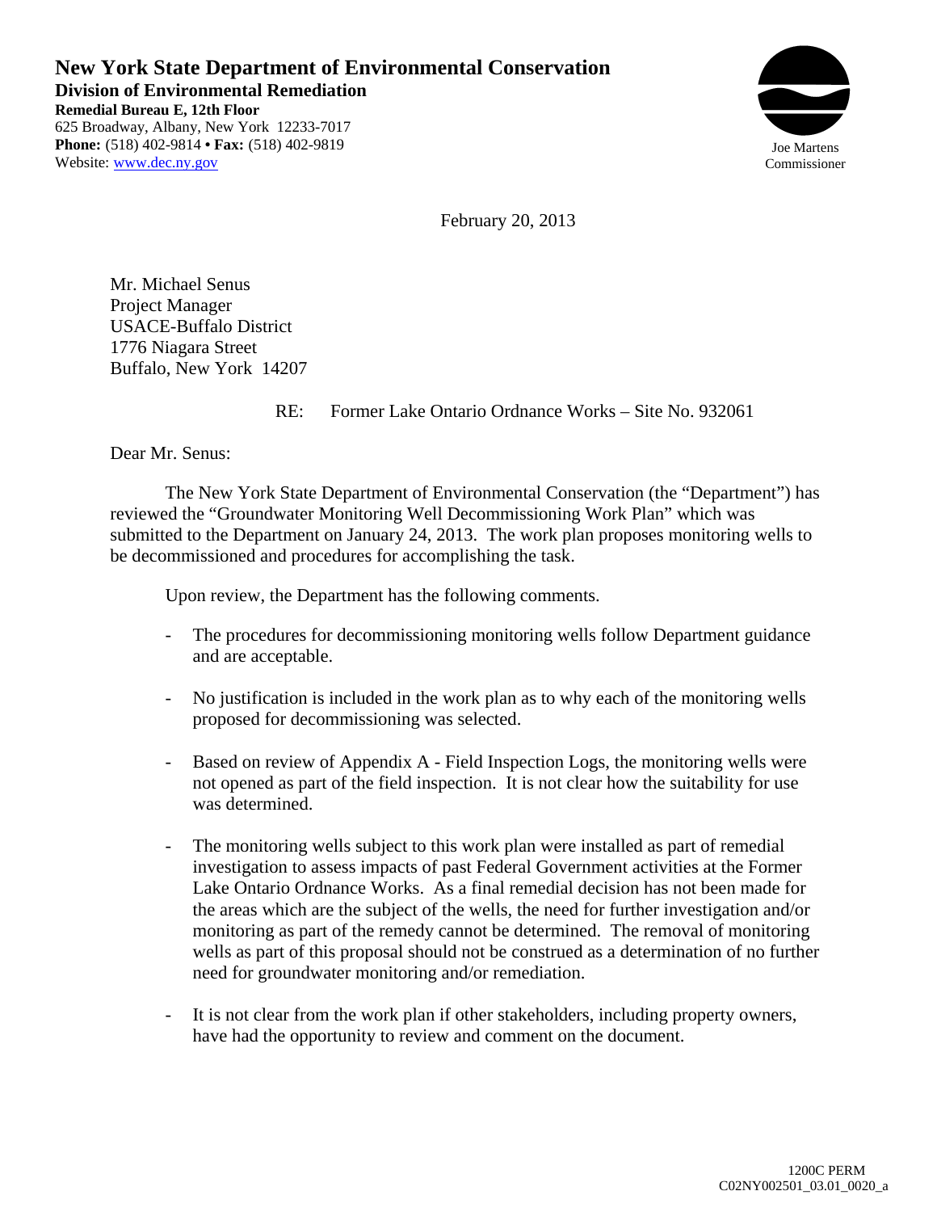# New York State Department of Environmental Conservation

**Division of Environmental Remediation**

**Remedial Bureau E, 12th Floor**

625 Broadway, Albany, New York 12233-7017

**Phone:** (518) 402-9814 • **Fax:** (518) 402-9819

Website: [www.dec.ny.gov](www.dec.ny.gov)

Joe Martens
Commissioner

February 20, 2013

Mr. Michael Senus
Project Manager
USACE-Buffalo District
1776 Niagara Street
Buffalo, New York 14207

RE: Former Lake Ontario Ordnance Works – Site No. 932061

Dear Mr. Senus:

The New York State Department of Environmental Conservation (the "Department") has reviewed the "Groundwater Monitoring Well Decommissioning Work Plan" which was submitted to the Department on January 24, 2013. The work plan proposes monitoring wells to be decommissioned and procedures for accomplishing the task.

Upon review, the Department has the following comments.

- The procedures for decommissioning monitoring wells follow Department guidance and are acceptable.
- No justification is included in the work plan as to why each of the monitoring wells proposed for decommissioning was selected.
- Based on review of Appendix A - Field Inspection Logs, the monitoring wells were not opened as part of the field inspection. It is not clear how the suitability for use was determined.
- The monitoring wells subject to this work plan were installed as part of remedial investigation to assess impacts of past Federal Government activities at the Former Lake Ontario Ordnance Works. As a final remedial decision has not been made for the areas which are the subject of the wells, the need for further investigation and/or monitoring as part of the remedy cannot be determined. The removal of monitoring wells as part of this proposal should not be construed as a determination of no further need for groundwater monitoring and/or remediation.
- It is not clear from the work plan if other stakeholders, including property owners, have had the opportunity to review and comment on the document.

1200C PERM
C02NY002501_03.01_0020_a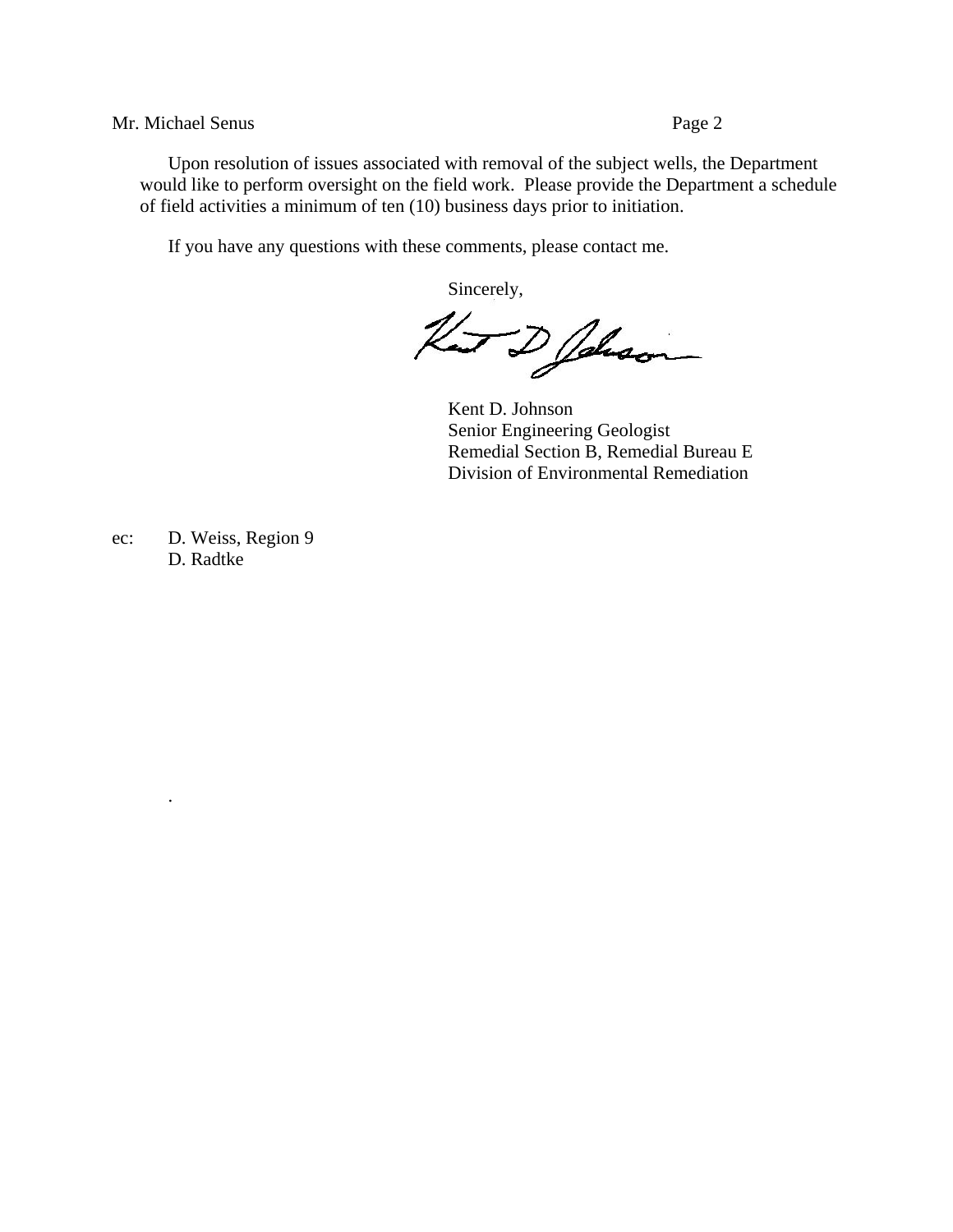Upon resolution of issues associated with removal of the subject wells, the Department would like to perform oversight on the field work. Please provide the Department a schedule of field activities a minimum of ten (10) business days prior to initiation.

If you have any questions with these comments, please contact me.

Sincerely,

Kent D. Johnson
Senior Engineering Geologist
Remedial Section B, Remedial Bureau E
Division of Environmental Remediation

ec: D. Weiss, Region 9
D. Radtke